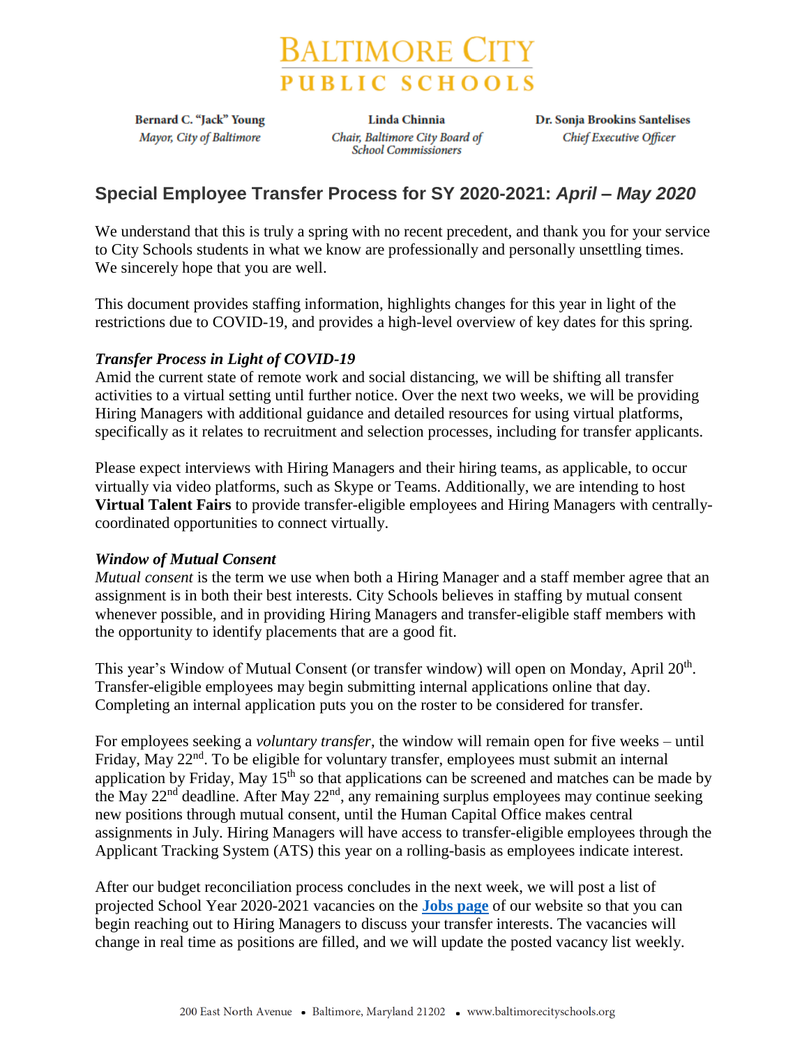# Baltimore City Public Schools

**Bernard C. "Jack" Young**
*Mayor, City of Baltimore*

**Linda Chinnia**
*Chair, Baltimore City Board of School Commissioners*

**Dr. Sonja Brookins Santelises**
*Chief Executive Officer*

## Special Employee Transfer Process for SY 2020-2021: *April – May 2020*

We understand that this is truly a spring with no recent precedent, and thank you for your service to City Schools students in what we know are professionally and personally unsettling times. We sincerely hope that you are well.

This document provides staffing information, highlights changes for this year in light of the restrictions due to COVID-19, and provides a high-level overview of key dates for this spring.

### *Transfer Process in Light of COVID-19*

Amid the current state of remote work and social distancing, we will be shifting all transfer activities to a virtual setting until further notice. Over the next two weeks, we will be providing Hiring Managers with additional guidance and detailed resources for using virtual platforms, specifically as it relates to recruitment and selection processes, including for transfer applicants.

Please expect interviews with Hiring Managers and their hiring teams, as applicable, to occur virtually via video platforms, such as Skype or Teams. Additionally, we are intending to host **Virtual Talent Fairs** to provide transfer-eligible employees and Hiring Managers with centrally-coordinated opportunities to connect virtually.

### *Window of Mutual Consent*

*Mutual consent* is the term we use when both a Hiring Manager and a staff member agree that an assignment is in both their best interests. City Schools believes in staffing by mutual consent whenever possible, and in providing Hiring Managers and transfer-eligible staff members with the opportunity to identify placements that are a good fit.

This year's Window of Mutual Consent (or transfer window) will open on Monday, April 20th. Transfer-eligible employees may begin submitting internal applications online that day. Completing an internal application puts you on the roster to be considered for transfer.

For employees seeking a *voluntary transfer*, the window will remain open for five weeks – until Friday, May 22nd. To be eligible for voluntary transfer, employees must submit an internal application by Friday, May 15th so that applications can be screened and matches can be made by the May 22nd deadline. After May 22nd, any remaining surplus employees may continue seeking new positions through mutual consent, until the Human Capital Office makes central assignments in July. Hiring Managers will have access to transfer-eligible employees through the Applicant Tracking System (ATS) this year on a rolling-basis as employees indicate interest.

After our budget reconciliation process concludes in the next week, we will post a list of projected School Year 2020-2021 vacancies on the **Jobs page** of our website so that you can begin reaching out to Hiring Managers to discuss your transfer interests. The vacancies will change in real time as positions are filled, and we will update the posted vacancy list weekly.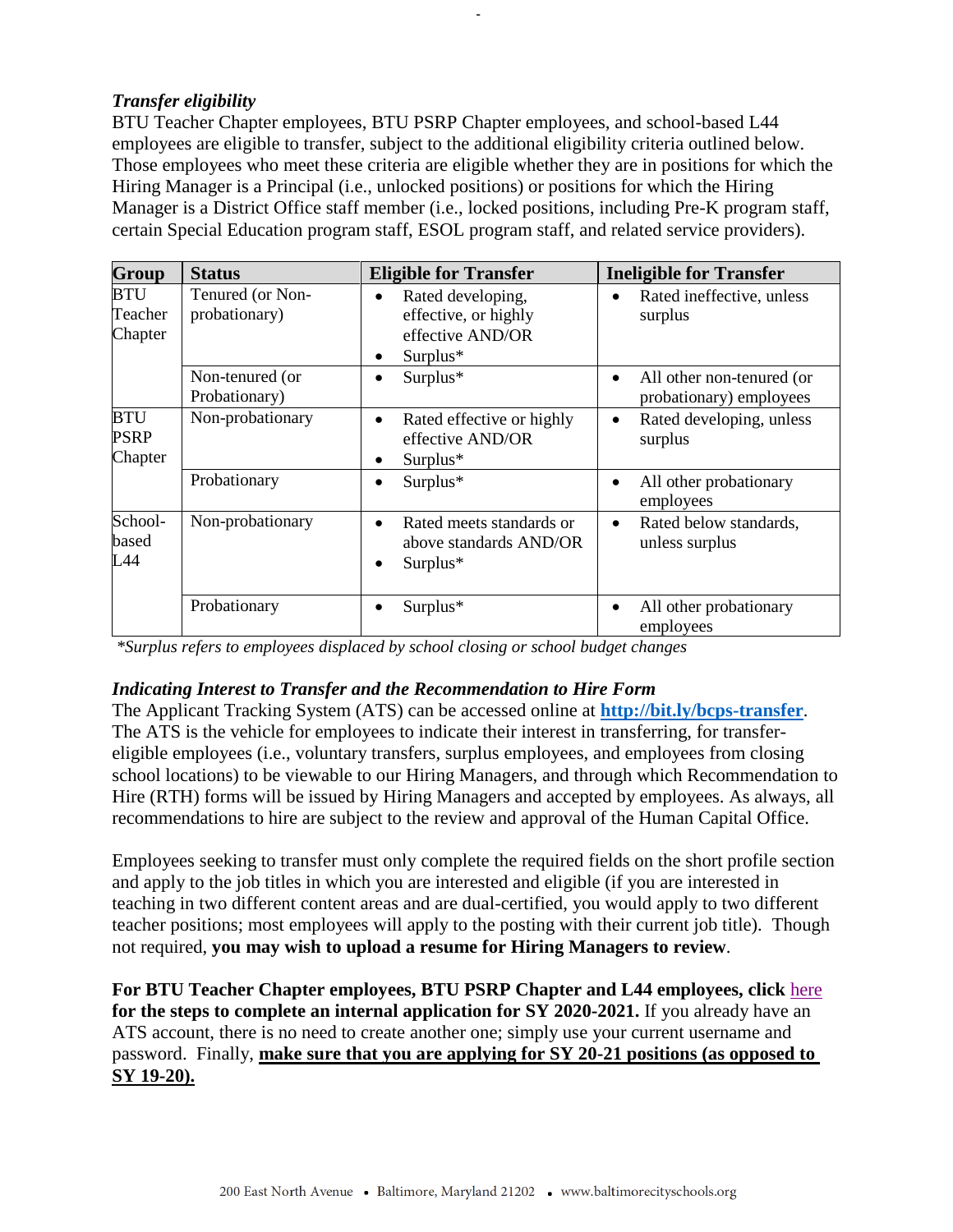***Transfer eligibility***

BTU Teacher Chapter employees, BTU PSRP Chapter employees, and school-based L44 employees are eligible to transfer, subject to the additional eligibility criteria outlined below. Those employees who meet these criteria are eligible whether they are in positions for which the Hiring Manager is a Principal (i.e., unlocked positions) or positions for which the Hiring Manager is a District Office staff member (i.e., locked positions, including Pre-K program staff, certain Special Education program staff, ESOL program staff, and related service providers).

| Group | Status | Eligible for Transfer | Ineligible for Transfer |
|---|---|---|---|
| BTU Teacher Chapter | Tenured (or Non-probationary) | • Rated developing, effective, or highly effective AND/OR<br>• Surplus* | • Rated ineffective, unless surplus |
| | Non-tenured (or Probationary) | • Surplus* | • All other non-tenured (or probationary) employees |
| BTU PSRP Chapter | Non-probationary | • Rated effective or highly effective AND/OR<br>• Surplus* | • Rated developing, unless surplus |
| | Probationary | • Surplus* | • All other probationary employees |
| School-based L44 | Non-probationary | • Rated meets standards or above standards AND/OR<br>• Surplus* | • Rated below standards, unless surplus |
| | Probationary | • Surplus* | • All other probationary employees |

*\*Surplus refers to employees displaced by school closing or school budget changes*

***Indicating Interest to Transfer and the Recommendation to Hire Form***

The Applicant Tracking System (ATS) can be accessed online at **http://bit.ly/bcps-transfer**. The ATS is the vehicle for employees to indicate their interest in transferring, for transfer-eligible employees (i.e., voluntary transfers, surplus employees, and employees from closing school locations) to be viewable to our Hiring Managers, and through which Recommendation to Hire (RTH) forms will be issued by Hiring Managers and accepted by employees. As always, all recommendations to hire are subject to the review and approval of the Human Capital Office.

Employees seeking to transfer must only complete the required fields on the short profile section and apply to the job titles in which you are interested and eligible (if you are interested in teaching in two different content areas and are dual-certified, you would apply to two different teacher positions; most employees will apply to the posting with their current job title). Though not required, **you may wish to upload a resume for Hiring Managers to review**.

**For BTU Teacher Chapter employees, BTU PSRP Chapter and L44 employees, click** here **for the steps to complete an internal application for SY 2020-2021.** If you already have an ATS account, there is no need to create another one; simply use your current username and password. Finally, **make sure that you are applying for SY 20-21 positions (as opposed to SY 19-20).**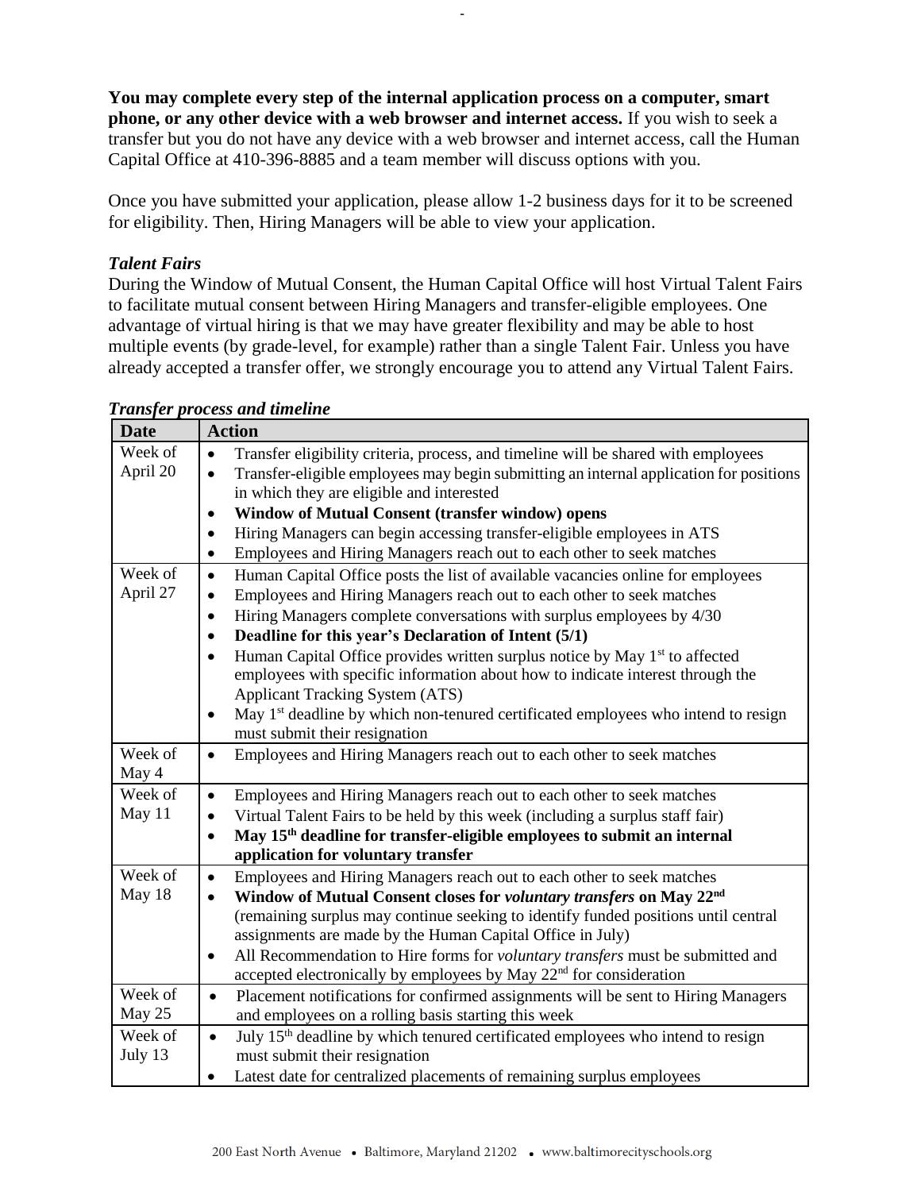**You may complete every step of the internal application process on a computer, smart phone, or any other device with a web browser and internet access.** If you wish to seek a transfer but you do not have any device with a web browser and internet access, call the Human Capital Office at 410-396-8885 and a team member will discuss options with you.

Once you have submitted your application, please allow 1-2 business days for it to be screened for eligibility. Then, Hiring Managers will be able to view your application.

***Talent Fairs***

During the Window of Mutual Consent, the Human Capital Office will host Virtual Talent Fairs to facilitate mutual consent between Hiring Managers and transfer-eligible employees. One advantage of virtual hiring is that we may have greater flexibility and may be able to host multiple events (by grade-level, for example) rather than a single Talent Fair. Unless you have already accepted a transfer offer, we strongly encourage you to attend any Virtual Talent Fairs.

***Transfer process and timeline***

| Date | Action |
|---|---|
| Week of April 20 | • Transfer eligibility criteria, process, and timeline will be shared with employees<br>• Transfer-eligible employees may begin submitting an internal application for positions in which they are eligible and interested<br>• **Window of Mutual Consent (transfer window) opens**<br>• Hiring Managers can begin accessing transfer-eligible employees in ATS<br>• Employees and Hiring Managers reach out to each other to seek matches |
| Week of April 27 | • Human Capital Office posts the list of available vacancies online for employees<br>• Employees and Hiring Managers reach out to each other to seek matches<br>• Hiring Managers complete conversations with surplus employees by 4/30<br>• **Deadline for this year's Declaration of Intent (5/1)**<br>• Human Capital Office provides written surplus notice by May 1st to affected employees with specific information about how to indicate interest through the Applicant Tracking System (ATS)<br>• May 1st deadline by which non-tenured certificated employees who intend to resign must submit their resignation |
| Week of May 4 | • Employees and Hiring Managers reach out to each other to seek matches |
| Week of May 11 | • Employees and Hiring Managers reach out to each other to seek matches<br>• Virtual Talent Fairs to be held by this week (including a surplus staff fair)<br>• **May 15th deadline for transfer-eligible employees to submit an internal application for voluntary transfer** |
| Week of May 18 | • Employees and Hiring Managers reach out to each other to seek matches<br>• **Window of Mutual Consent closes for *voluntary transfers* on May 22nd** (remaining surplus may continue seeking to identify funded positions until central assignments are made by the Human Capital Office in July)<br>• All Recommendation to Hire forms for *voluntary transfers* must be submitted and accepted electronically by employees by May 22nd for consideration |
| Week of May 25 | • Placement notifications for confirmed assignments will be sent to Hiring Managers and employees on a rolling basis starting this week |
| Week of July 13 | • July 15th deadline by which tenured certificated employees who intend to resign must submit their resignation<br>• Latest date for centralized placements of remaining surplus employees |